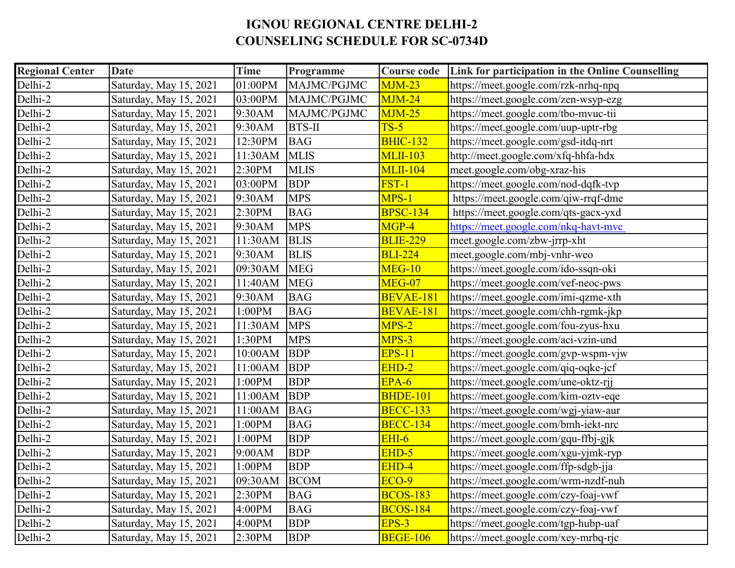# IGNOU REGIONAL CENTRE DELHI-2
## COUNSELING SCHEDULE FOR SC-0734D

| Regional Center | Date | Time | Programme | Course code | Link for participation in the Online Counselling |
|---|---|---|---|---|---|
| Delhi-2 | Saturday, May 15, 2021 | 01:00PM | MAJMC/PGJMC | MJM-23 | https://meet.google.com/rzk-nrhq-npq |
| Delhi-2 | Saturday, May 15, 2021 | 03:00PM | MAJMC/PGJMC | MJM-24 | https://meet.google.com/zen-wsyp-ezg |
| Delhi-2 | Saturday, May 15, 2021 | 9:30AM | MAJMC/PGJMC | MJM-25 | https://meet.google.com/tbo-mvuc-tii |
| Delhi-2 | Saturday, May 15, 2021 | 9:30AM | BTS-II | TS-5 | https://meet.google.com/uup-uptr-rbg |
| Delhi-2 | Saturday, May 15, 2021 | 12:30PM | BAG | BHIC-132 | https://meet.google.com/gsd-itdq-nrt |
| Delhi-2 | Saturday, May 15, 2021 | 11:30AM | MLIS | MLII-103 | http://meet.google.com/xfq-hhfa-hdx |
| Delhi-2 | Saturday, May 15, 2021 | 2:30PM | MLIS | MLII-104 | meet.google.com/obg-xraz-his |
| Delhi-2 | Saturday, May 15, 2021 | 03:00PM | BDP | FST-1 | https://meet.google.com/nod-dqfk-tvp |
| Delhi-2 | Saturday, May 15, 2021 | 9:30AM | MPS | MPS-1 | https://meet.google.com/qiw-rrqf-dme |
| Delhi-2 | Saturday, May 15, 2021 | 2:30PM | BAG | BPSC-134 | https://meet.google.com/qts-gacx-yxd |
| Delhi-2 | Saturday, May 15, 2021 | 9:30AM | MPS | MGP-4 | https://meet.google.com/nkq-havt-mvc |
| Delhi-2 | Saturday, May 15, 2021 | 11:30AM | BLIS | BLIE-229 | meet.google.com/zbw-jrrp-xht |
| Delhi-2 | Saturday, May 15, 2021 | 9:30AM | BLIS | BLI-224 | meet.google.com/mbj-vnhr-weo |
| Delhi-2 | Saturday, May 15, 2021 | 09:30AM | MEG | MEG-10 | https://meet.google.com/ido-ssqn-oki |
| Delhi-2 | Saturday, May 15, 2021 | 11:40AM | MEG | MEG-07 | https://meet.google.com/vef-neoc-pws |
| Delhi-2 | Saturday, May 15, 2021 | 9:30AM | BAG | BEVAE-181 | https://meet.google.com/imi-qzme-xth |
| Delhi-2 | Saturday, May 15, 2021 | 1:00PM | BAG | BEVAE-181 | https://meet.google.com/chh-rgmk-jkp |
| Delhi-2 | Saturday, May 15, 2021 | 11:30AM | MPS | MPS-2 | https://meet.google.com/fou-zyus-hxu |
| Delhi-2 | Saturday, May 15, 2021 | 1:30PM | MPS | MPS-3 | https://meet.google.com/aci-vzin-und |
| Delhi-2 | Saturday, May 15, 2021 | 10:00AM | BDP | EPS-11 | https://meet.google.com/gvp-wspm-vjw |
| Delhi-2 | Saturday, May 15, 2021 | 11:00AM | BDP | EHD-2 | https://meet.google.com/qiq-oqke-jcf |
| Delhi-2 | Saturday, May 15, 2021 | 1:00PM | BDP | EPA-6 | https://meet.google.com/une-oktz-rjj |
| Delhi-2 | Saturday, May 15, 2021 | 11:00AM | BDP | BHDE-101 | https://meet.google.com/kim-oztv-eqe |
| Delhi-2 | Saturday, May 15, 2021 | 11:00AM | BAG | BECC-133 | https://meet.google.com/wgj-yiaw-aur |
| Delhi-2 | Saturday, May 15, 2021 | 1:00PM | BAG | BECC-134 | https://meet.google.com/bmh-iekt-nrc |
| Delhi-2 | Saturday, May 15, 2021 | 1:00PM | BDP | EHI-6 | https://meet.google.com/gqu-ffbj-gjk |
| Delhi-2 | Saturday, May 15, 2021 | 9:00AM | BDP | EHD-5 | https://meet.google.com/xgu-yjmk-ryp |
| Delhi-2 | Saturday, May 15, 2021 | 1:00PM | BDP | EHD-4 | https://meet.google.com/ffp-sdgb-jja |
| Delhi-2 | Saturday, May 15, 2021 | 09:30AM | BCOM | ECO-9 | https://meet.google.com/wrm-nzdf-nuh |
| Delhi-2 | Saturday, May 15, 2021 | 2:30PM | BAG | BCOS-183 | https://meet.google.com/czy-foaj-vwf |
| Delhi-2 | Saturday, May 15, 2021 | 4:00PM | BAG | BCOS-184 | https://meet.google.com/czy-foaj-vwf |
| Delhi-2 | Saturday, May 15, 2021 | 4:00PM | BDP | EPS-3 | https://meet.google.com/tgp-hubp-uaf |
| Delhi-2 | Saturday, May 15, 2021 | 2:30PM | BDP | BEGE-106 | https://meet.google.com/xey-mrbq-rjc |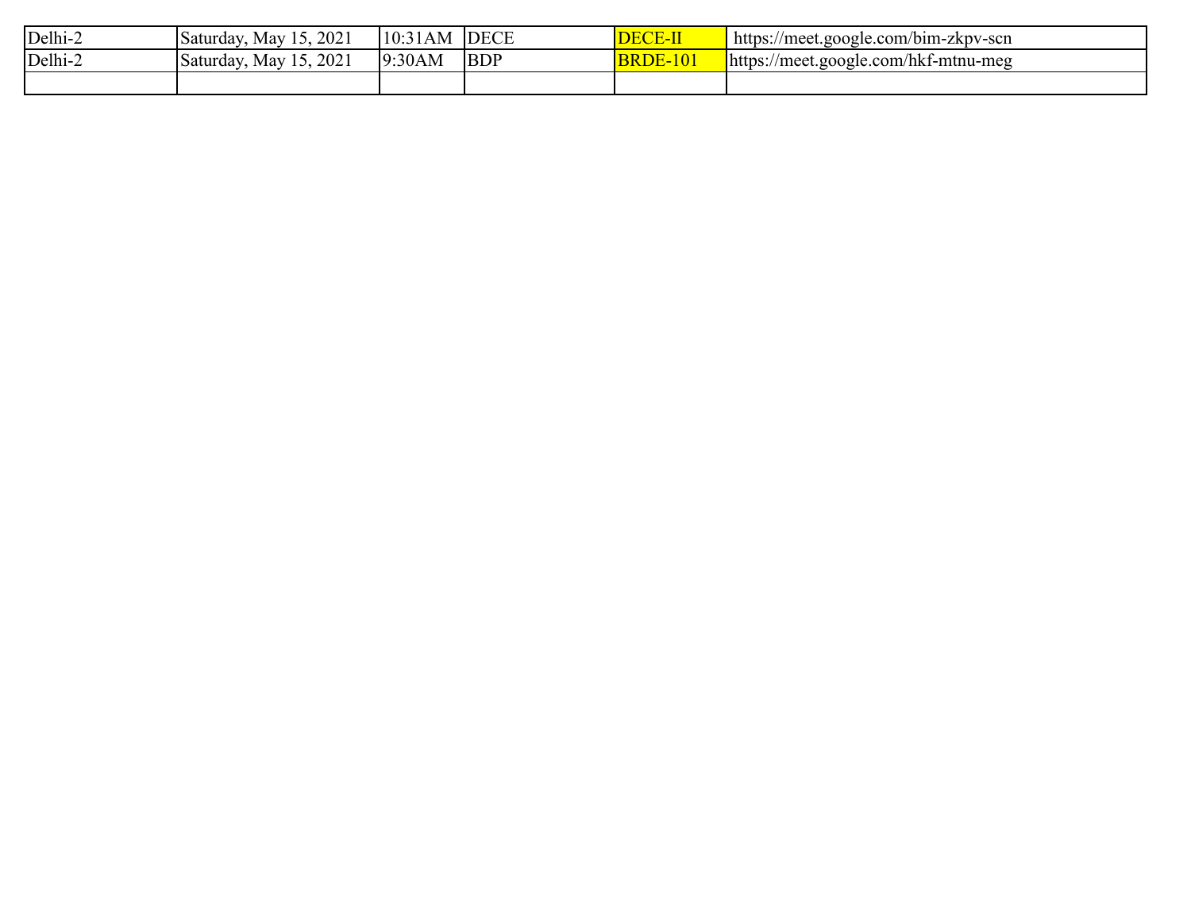| Delhi-2 | Saturday, May 15, 2021 | 10:31AM | DECE | DECE-II | https://meet.google.com/bim-zkpv-scn |
|---|---|---|---|---|---|
| Delhi-2 | Saturday, May 15, 2021 | 9:30AM | BDP | BRDE-101 | https://meet.google.com/hkf-mtnu-meg |
| | | | | | |